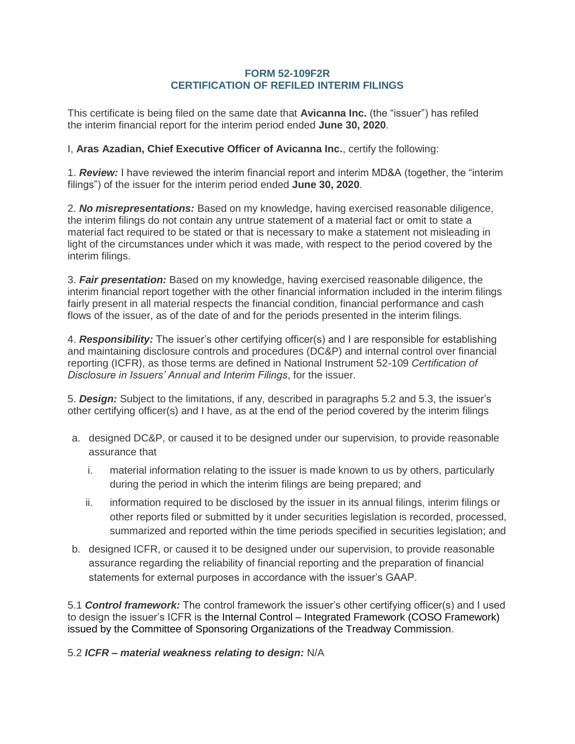# FORM 52-109F2R
# CERTIFICATION OF REFILED INTERIM FILINGS

This certificate is being filed on the same date that **Avicanna Inc.** (the "issuer") has refiled the interim financial report for the interim period ended **June 30, 2020**.

I, **Aras Azadian, Chief Executive Officer of Avicanna Inc.**, certify the following:

1. ***Review:*** I have reviewed the interim financial report and interim MD&A (together, the "interim filings") of the issuer for the interim period ended **June 30, 2020**.

2. ***No misrepresentations:*** Based on my knowledge, having exercised reasonable diligence, the interim filings do not contain any untrue statement of a material fact or omit to state a material fact required to be stated or that is necessary to make a statement not misleading in light of the circumstances under which it was made, with respect to the period covered by the interim filings.

3. ***Fair presentation:*** Based on my knowledge, having exercised reasonable diligence, the interim financial report together with the other financial information included in the interim filings fairly present in all material respects the financial condition, financial performance and cash flows of the issuer, as of the date of and for the periods presented in the interim filings.

4. ***Responsibility:*** The issuer's other certifying officer(s) and I are responsible for establishing and maintaining disclosure controls and procedures (DC&P) and internal control over financial reporting (ICFR), as those terms are defined in National Instrument 52-109 *Certification of Disclosure in Issuers' Annual and Interim Filings*, for the issuer.

5. ***Design:*** Subject to the limitations, if any, described in paragraphs 5.2 and 5.3, the issuer's other certifying officer(s) and I have, as at the end of the period covered by the interim filings

   a. designed DC&P, or caused it to be designed under our supervision, to provide reasonable assurance that

      i. material information relating to the issuer is made known to us by others, particularly during the period in which the interim filings are being prepared; and

      ii. information required to be disclosed by the issuer in its annual filings, interim filings or other reports filed or submitted by it under securities legislation is recorded, processed, summarized and reported within the time periods specified in securities legislation; and

   b. designed ICFR, or caused it to be designed under our supervision, to provide reasonable assurance regarding the reliability of financial reporting and the preparation of financial statements for external purposes in accordance with the issuer's GAAP.

5.1 ***Control framework:*** The control framework the issuer's other certifying officer(s) and I used to design the issuer's ICFR is the Internal Control – Integrated Framework (COSO Framework) issued by the Committee of Sponsoring Organizations of the Treadway Commission.

5.2 ***ICFR – material weakness relating to design:*** N/A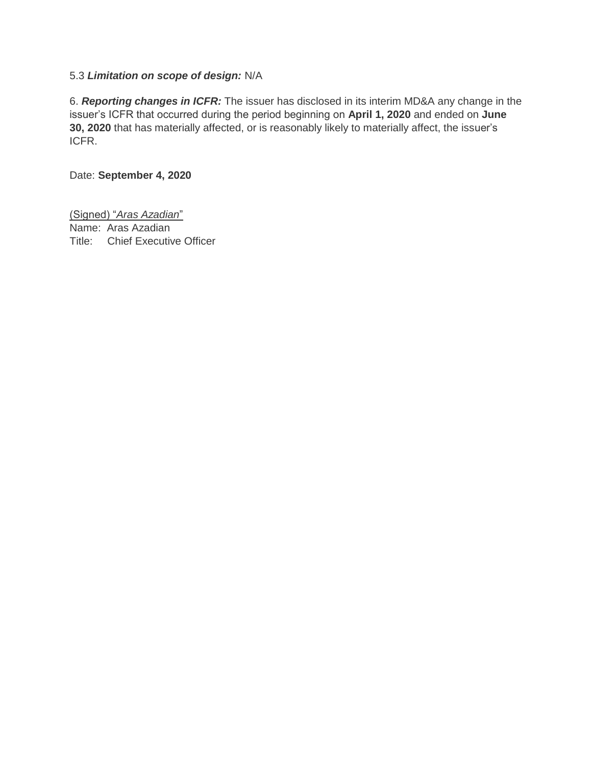5.3 ***Limitation on scope of design:*** N/A

6. ***Reporting changes in ICFR:*** The issuer has disclosed in its interim MD&A any change in the issuer's ICFR that occurred during the period beginning on **April 1, 2020** and ended on **June 30, 2020** that has materially affected, or is reasonably likely to materially affect, the issuer's ICFR.

Date: **September 4, 2020**

(Signed) "*Aras Azadian*"
Name: Aras Azadian
Title: Chief Executive Officer